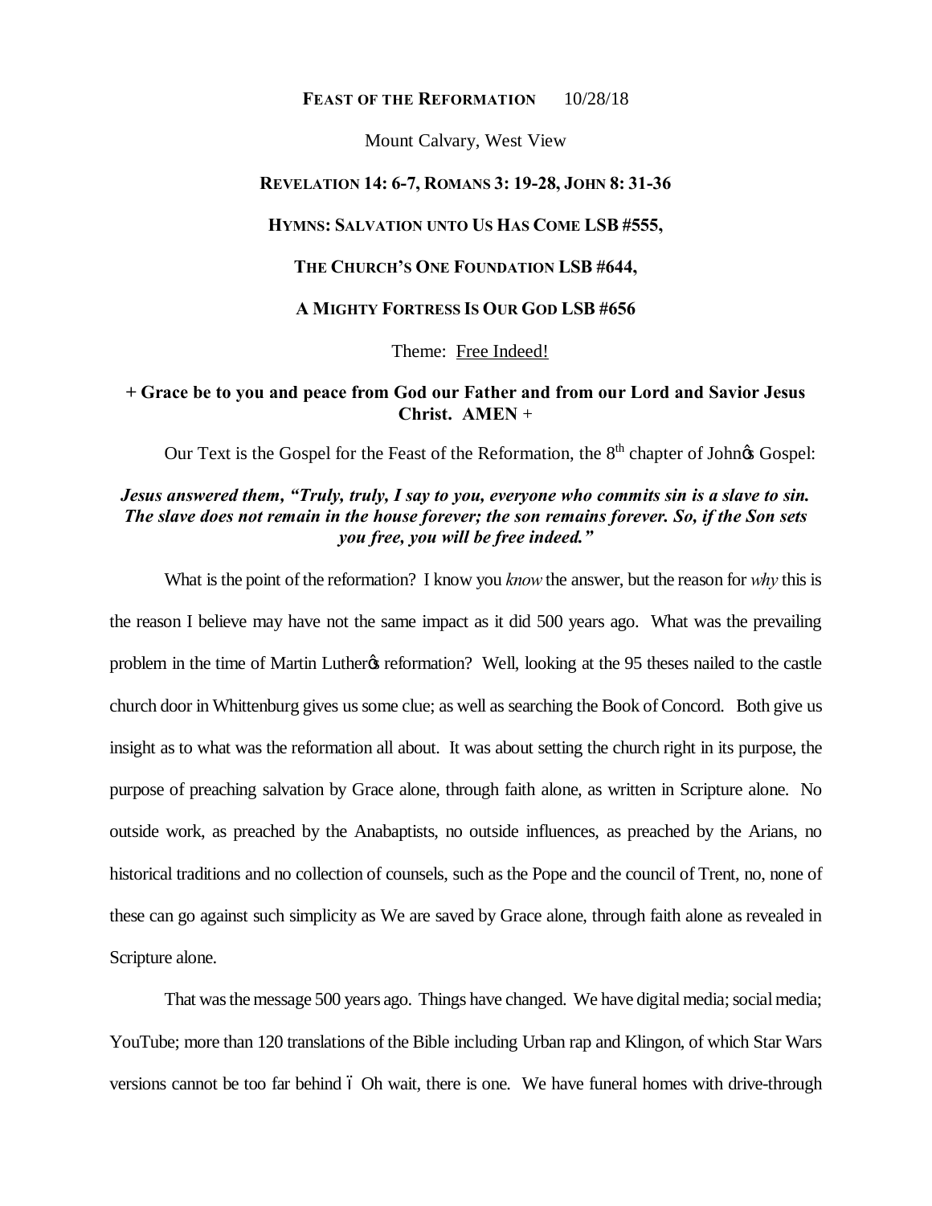**FEAST OF THE REFORMATION** 10/28/18

Mount Calvary, West View

**REVELATION 14: 6-7, ROMANS 3: 19-28, JOHN 8: 31-36**

**HYMNS: SALVATION UNTO US HAS COME LSB #555,**

**THE CHURCH'S ONE FOUNDATION LSB #644,**

**A MIGHTY FORTRESS IS OUR GOD LSB #656**

Theme: Free Indeed!

**+ Grace be to you and peace from God our Father and from our Lord and Savior Jesus Christ. AMEN +**

Our Text is the Gospel for the Feast of the Reformation, the 8th chapter of John's Gospel:

***Jesus answered them, "Truly, truly, I say to you, everyone who commits sin is a slave to sin. The slave does not remain in the house forever; the son remains forever. So, if the Son sets you free, you will be free indeed."***

What is the point of the reformation? I know you *know* the answer, but the reason for *why* this is the reason I believe may have not the same impact as it did 500 years ago. What was the prevailing problem in the time of Martin Luther's reformation? Well, looking at the 95 theses nailed to the castle church door in Whittenburg gives us some clue; as well as searching the Book of Concord. Both give us insight as to what was the reformation all about. It was about setting the church right in its purpose, the purpose of preaching salvation by Grace alone, through faith alone, as written in Scripture alone. No outside work, as preached by the Anabaptists, no outside influences, as preached by the Arians, no historical traditions and no collection of counsels, such as the Pope and the council of Trent, no, none of these can go against such simplicity as We are saved by Grace alone, through faith alone as revealed in Scripture alone.

That was the message 500 years ago. Things have changed. We have digital media; social media; YouTube; more than 120 translations of the Bible including Urban rap and Klingon, of which Star Wars versions cannot be too far behind – Oh wait, there is one. We have funeral homes with drive-through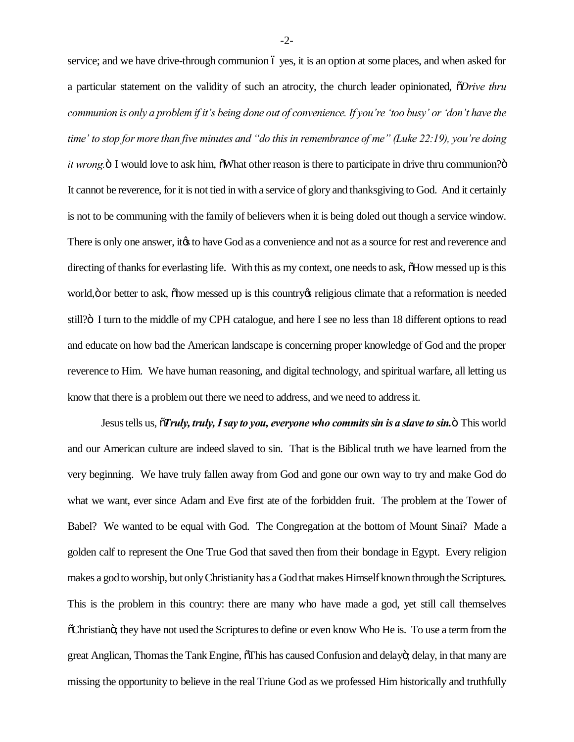service; and we have drive-through communion – yes, it is an option at some places, and when asked for a particular statement on the validity of such an atrocity, the church leader opinionated, "*Drive thru communion is only a problem if it's being done out of convenience. If you're 'too busy' or 'don't have the time' to stop for more than five minutes and "do this in remembrance of me" (Luke 22:19), you're doing it wrong.*" I would love to ask him, "What other reason is there to participate in drive thru communion?" It cannot be reverence, for it is not tied in with a service of glory and thanksgiving to God. And it certainly is not to be communing with the family of believers when it is being doled out though a service window. There is only one answer, it's to have God as a convenience and not as a source for rest and reverence and directing of thanks for everlasting life. With this as my context, one needs to ask, "How messed up is this world," or better to ask, "how messed up is this country's religious climate that a reformation is needed still?" I turn to the middle of my CPH catalogue, and here I see no less than 18 different options to read and educate on how bad the American landscape is concerning proper knowledge of God and the proper reverence to Him. We have human reasoning, and digital technology, and spiritual warfare, all letting us know that there is a problem out there we need to address, and we need to address it.

Jesus tells us, "***Truly, truly, I say to you, everyone who commits sin is a slave to sin.***" This world and our American culture are indeed slaved to sin. That is the Biblical truth we have learned from the very beginning. We have truly fallen away from God and gone our own way to try and make God do what we want, ever since Adam and Eve first ate of the forbidden fruit. The problem at the Tower of Babel? We wanted to be equal with God. The Congregation at the bottom of Mount Sinai? Made a golden calf to represent the One True God that saved then from their bondage in Egypt. Every religion makes a god to worship, but only Christianity has a God that makes Himself known through the Scriptures. This is the problem in this country: there are many who have made a god, yet still call themselves "Christian"; they have not used the Scriptures to define or even know Who He is. To use a term from the great Anglican, Thomas the Tank Engine, "This has caused Confusion and delay"; delay, in that many are missing the opportunity to believe in the real Triune God as we professed Him historically and truthfully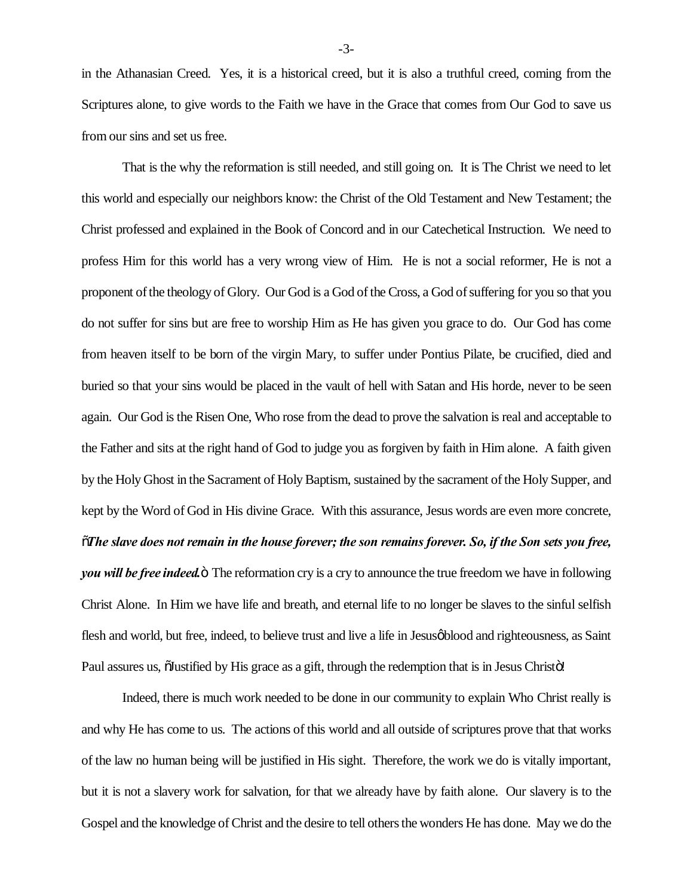in the Athanasian Creed. Yes, it is a historical creed, but it is also a truthful creed, coming from the Scriptures alone, to give words to the Faith we have in the Grace that comes from Our God to save us from our sins and set us free.

That is the why the reformation is still needed, and still going on. It is The Christ we need to let this world and especially our neighbors know: the Christ of the Old Testament and New Testament; the Christ professed and explained in the Book of Concord and in our Catechetical Instruction. We need to profess Him for this world has a very wrong view of Him. He is not a social reformer, He is not a proponent of the theology of Glory. Our God is a God of the Cross, a God of suffering for you so that you do not suffer for sins but are free to worship Him as He has given you grace to do. Our God has come from heaven itself to be born of the virgin Mary, to suffer under Pontius Pilate, be crucified, died and buried so that your sins would be placed in the vault of hell with Satan and His horde, never to be seen again. Our God is the Risen One, Who rose from the dead to prove the salvation is real and acceptable to the Father and sits at the right hand of God to judge you as forgiven by faith in Him alone. A faith given by the Holy Ghost in the Sacrament of Holy Baptism, sustained by the sacrament of the Holy Supper, and kept by the Word of God in His divine Grace. With this assurance, Jesus words are even more concrete, "***The slave does not remain in the house forever; the son remains forever. So, if the Son sets you free, you will be free indeed.***" The reformation cry is a cry to announce the true freedom we have in following Christ Alone. In Him we have life and breath, and eternal life to no longer be slaves to the sinful selfish flesh and world, but free, indeed, to believe trust and live a life in Jesus' blood and righteousness, as Saint Paul assures us, "Justified by His grace as a gift, through the redemption that is in Jesus Christ"!

Indeed, there is much work needed to be done in our community to explain Who Christ really is and why He has come to us. The actions of this world and all outside of scriptures prove that that works of the law no human being will be justified in His sight. Therefore, the work we do is vitally important, but it is not a slavery work for salvation, for that we already have by faith alone. Our slavery is to the Gospel and the knowledge of Christ and the desire to tell others the wonders He has done. May we do the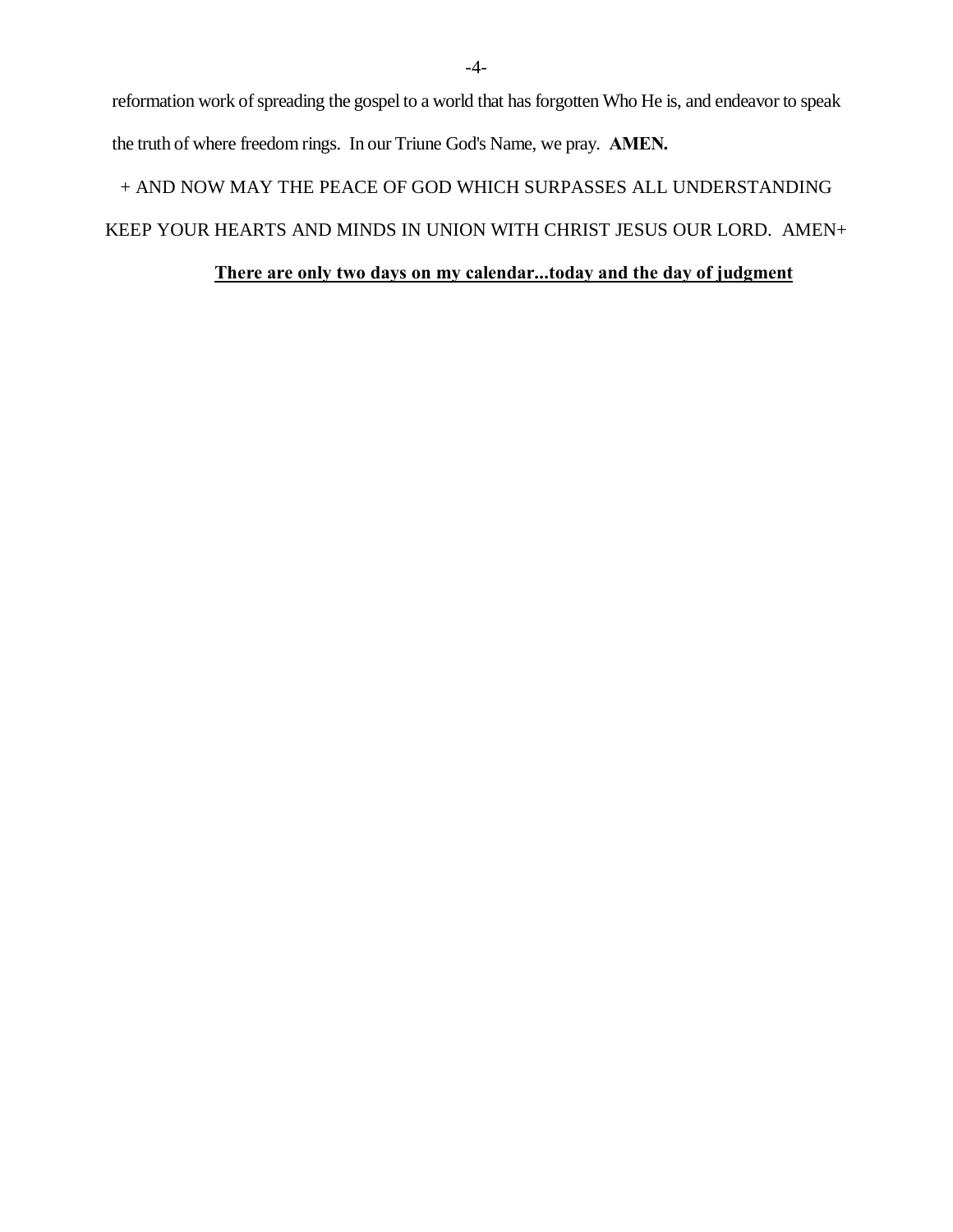reformation work of spreading the gospel to a world that has forgotten Who He is, and endeavor to speak the truth of where freedom rings. In our Triune God's Name, we pray. **AMEN.**

+ AND NOW MAY THE PEACE OF GOD WHICH SURPASSES ALL UNDERSTANDING KEEP YOUR HEARTS AND MINDS IN UNION WITH CHRIST JESUS OUR LORD. AMEN+

<u>**There are only two days on my calendar...today and the day of judgment**</u>